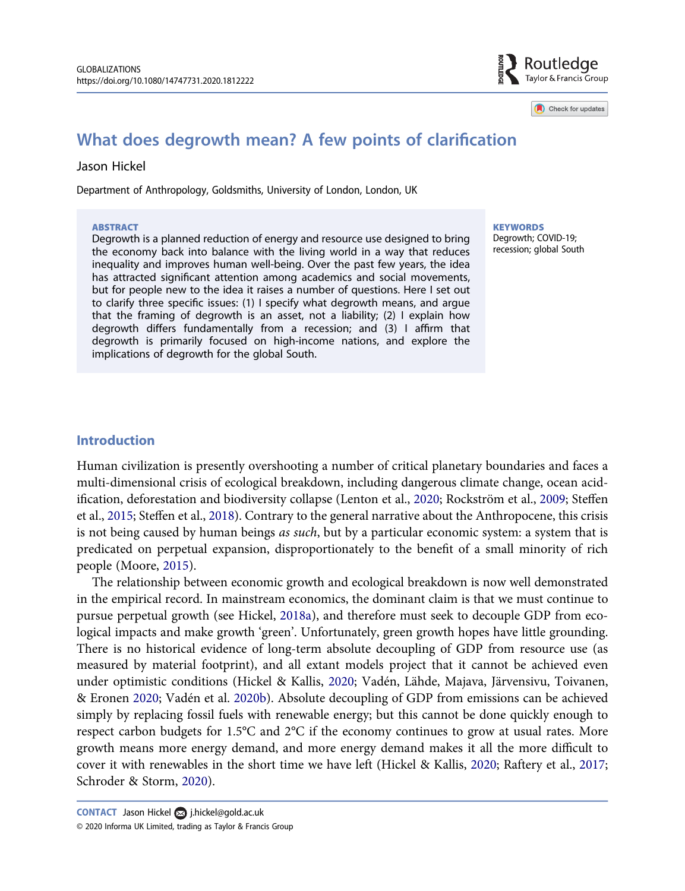# What does degrowth mean? A few points of clarification

Jason Hickel

Department of Anthropology, Goldsmiths, University of London, London, UK

**ABSTRACT**

Degrowth is a planned reduction of energy and resource use designed to bring the economy back into balance with the living world in a way that reduces inequality and improves human well-being. Over the past few years, the idea has attracted significant attention among academics and social movements, but for people new to the idea it raises a number of questions. Here I set out to clarify three specific issues: (1) I specify what degrowth means, and argue that the framing of degrowth is an asset, not a liability; (2) I explain how degrowth differs fundamentally from a recession; and (3) I affirm that degrowth is primarily focused on high-income nations, and explore the implications of degrowth for the global South.

**KEYWORDS**

Degrowth; COVID-19; recession; global South

## Introduction

Human civilization is presently overshooting a number of critical planetary boundaries and faces a multi-dimensional crisis of ecological breakdown, including dangerous climate change, ocean acidification, deforestation and biodiversity collapse (Lenton et al., 2020; Rockström et al., 2009; Steffen et al., 2015; Steffen et al., 2018). Contrary to the general narrative about the Anthropocene, this crisis is not being caused by human beings *as such*, but by a particular economic system: a system that is predicated on perpetual expansion, disproportionately to the benefit of a small minority of rich people (Moore, 2015).

The relationship between economic growth and ecological breakdown is now well demonstrated in the empirical record. In mainstream economics, the dominant claim is that we must continue to pursue perpetual growth (see Hickel, 2018a), and therefore must seek to decouple GDP from ecological impacts and make growth 'green'. Unfortunately, green growth hopes have little grounding. There is no historical evidence of long-term absolute decoupling of GDP from resource use (as measured by material footprint), and all extant models project that it cannot be achieved even under optimistic conditions (Hickel & Kallis, 2020; Vadén, Lähde, Majava, Järvensivu, Toivanen, & Eronen 2020; Vadén et al. 2020b). Absolute decoupling of GDP from emissions can be achieved simply by replacing fossil fuels with renewable energy; but this cannot be done quickly enough to respect carbon budgets for 1.5°C and 2°C if the economy continues to grow at usual rates. More growth means more energy demand, and more energy demand makes it all the more difficult to cover it with renewables in the short time we have left (Hickel & Kallis, 2020; Raftery et al., 2017; Schroder & Storm, 2020).

**CONTACT** Jason Hickel j.hickel@gold.ac.uk

© 2020 Informa UK Limited, trading as Taylor & Francis Group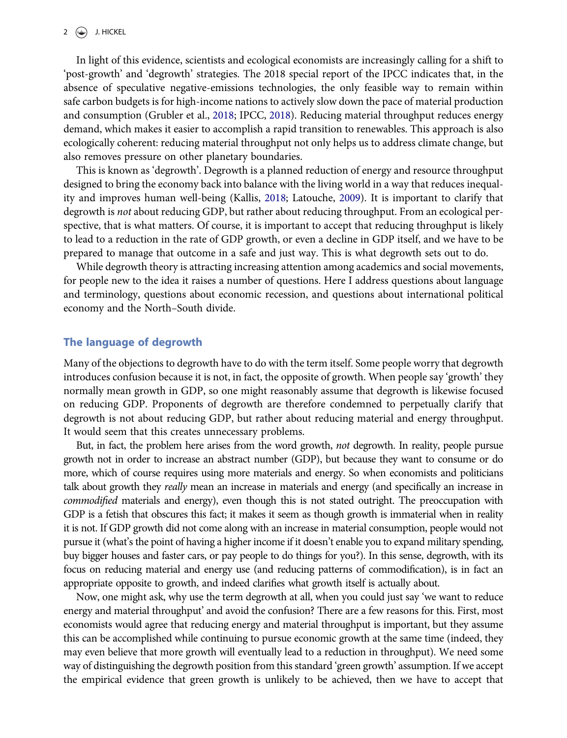In light of this evidence, scientists and ecological economists are increasingly calling for a shift to 'post-growth' and 'degrowth' strategies. The 2018 special report of the IPCC indicates that, in the absence of speculative negative-emissions technologies, the only feasible way to remain within safe carbon budgets is for high-income nations to actively slow down the pace of material production and consumption (Grubler et al., 2018; IPCC, 2018). Reducing material throughput reduces energy demand, which makes it easier to accomplish a rapid transition to renewables. This approach is also ecologically coherent: reducing material throughput not only helps us to address climate change, but also removes pressure on other planetary boundaries.

This is known as 'degrowth'. Degrowth is a planned reduction of energy and resource throughput designed to bring the economy back into balance with the living world in a way that reduces inequality and improves human well-being (Kallis, 2018; Latouche, 2009). It is important to clarify that degrowth is *not* about reducing GDP, but rather about reducing throughput. From an ecological perspective, that is what matters. Of course, it is important to accept that reducing throughput is likely to lead to a reduction in the rate of GDP growth, or even a decline in GDP itself, and we have to be prepared to manage that outcome in a safe and just way. This is what degrowth sets out to do.

While degrowth theory is attracting increasing attention among academics and social movements, for people new to the idea it raises a number of questions. Here I address questions about language and terminology, questions about economic recession, and questions about international political economy and the North–South divide.

## The language of degrowth

Many of the objections to degrowth have to do with the term itself. Some people worry that degrowth introduces confusion because it is not, in fact, the opposite of growth. When people say 'growth' they normally mean growth in GDP, so one might reasonably assume that degrowth is likewise focused on reducing GDP. Proponents of degrowth are therefore condemned to perpetually clarify that degrowth is not about reducing GDP, but rather about reducing material and energy throughput. It would seem that this creates unnecessary problems.

But, in fact, the problem here arises from the word growth, *not* degrowth. In reality, people pursue growth not in order to increase an abstract number (GDP), but because they want to consume or do more, which of course requires using more materials and energy. So when economists and politicians talk about growth they *really* mean an increase in materials and energy (and specifically an increase in *commodified* materials and energy), even though this is not stated outright. The preoccupation with GDP is a fetish that obscures this fact; it makes it seem as though growth is immaterial when in reality it is not. If GDP growth did not come along with an increase in material consumption, people would not pursue it (what's the point of having a higher income if it doesn't enable you to expand military spending, buy bigger houses and faster cars, or pay people to do things for you?). In this sense, degrowth, with its focus on reducing material and energy use (and reducing patterns of commodification), is in fact an appropriate opposite to growth, and indeed clarifies what growth itself is actually about.

Now, one might ask, why use the term degrowth at all, when you could just say 'we want to reduce energy and material throughput' and avoid the confusion? There are a few reasons for this. First, most economists would agree that reducing energy and material throughput is important, but they assume this can be accomplished while continuing to pursue economic growth at the same time (indeed, they may even believe that more growth will eventually lead to a reduction in throughput). We need some way of distinguishing the degrowth position from this standard 'green growth' assumption. If we accept the empirical evidence that green growth is unlikely to be achieved, then we have to accept that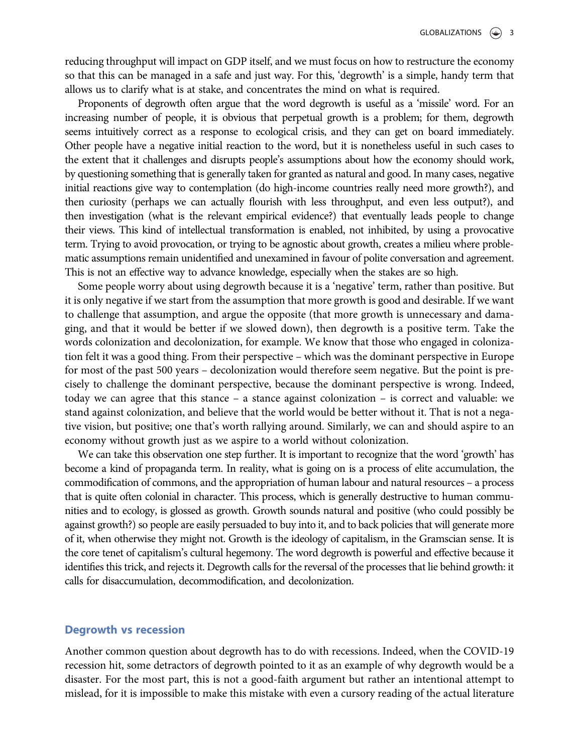reducing throughput will impact on GDP itself, and we must focus on how to restructure the economy so that this can be managed in a safe and just way. For this, 'degrowth' is a simple, handy term that allows us to clarify what is at stake, and concentrates the mind on what is required.

Proponents of degrowth often argue that the word degrowth is useful as a 'missile' word. For an increasing number of people, it is obvious that perpetual growth is a problem; for them, degrowth seems intuitively correct as a response to ecological crisis, and they can get on board immediately. Other people have a negative initial reaction to the word, but it is nonetheless useful in such cases to the extent that it challenges and disrupts people's assumptions about how the economy should work, by questioning something that is generally taken for granted as natural and good. In many cases, negative initial reactions give way to contemplation (do high-income countries really need more growth?), and then curiosity (perhaps we can actually flourish with less throughput, and even less output?), and then investigation (what is the relevant empirical evidence?) that eventually leads people to change their views. This kind of intellectual transformation is enabled, not inhibited, by using a provocative term. Trying to avoid provocation, or trying to be agnostic about growth, creates a milieu where problematic assumptions remain unidentified and unexamined in favour of polite conversation and agreement. This is not an effective way to advance knowledge, especially when the stakes are so high.

Some people worry about using degrowth because it is a 'negative' term, rather than positive. But it is only negative if we start from the assumption that more growth is good and desirable. If we want to challenge that assumption, and argue the opposite (that more growth is unnecessary and damaging, and that it would be better if we slowed down), then degrowth is a positive term. Take the words colonization and decolonization, for example. We know that those who engaged in colonization felt it was a good thing. From their perspective – which was the dominant perspective in Europe for most of the past 500 years – decolonization would therefore seem negative. But the point is precisely to challenge the dominant perspective, because the dominant perspective is wrong. Indeed, today we can agree that this stance – a stance against colonization – is correct and valuable: we stand against colonization, and believe that the world would be better without it. That is not a negative vision, but positive; one that's worth rallying around. Similarly, we can and should aspire to an economy without growth just as we aspire to a world without colonization.

We can take this observation one step further. It is important to recognize that the word 'growth' has become a kind of propaganda term. In reality, what is going on is a process of elite accumulation, the commodification of commons, and the appropriation of human labour and natural resources – a process that is quite often colonial in character. This process, which is generally destructive to human communities and to ecology, is glossed as growth. Growth sounds natural and positive (who could possibly be against growth?) so people are easily persuaded to buy into it, and to back policies that will generate more of it, when otherwise they might not. Growth is the ideology of capitalism, in the Gramscian sense. It is the core tenet of capitalism's cultural hegemony. The word degrowth is powerful and effective because it identifies this trick, and rejects it. Degrowth calls for the reversal of the processes that lie behind growth: it calls for disaccumulation, decommodification, and decolonization.

## Degrowth vs recession

Another common question about degrowth has to do with recessions. Indeed, when the COVID-19 recession hit, some detractors of degrowth pointed to it as an example of why degrowth would be a disaster. For the most part, this is not a good-faith argument but rather an intentional attempt to mislead, for it is impossible to make this mistake with even a cursory reading of the actual literature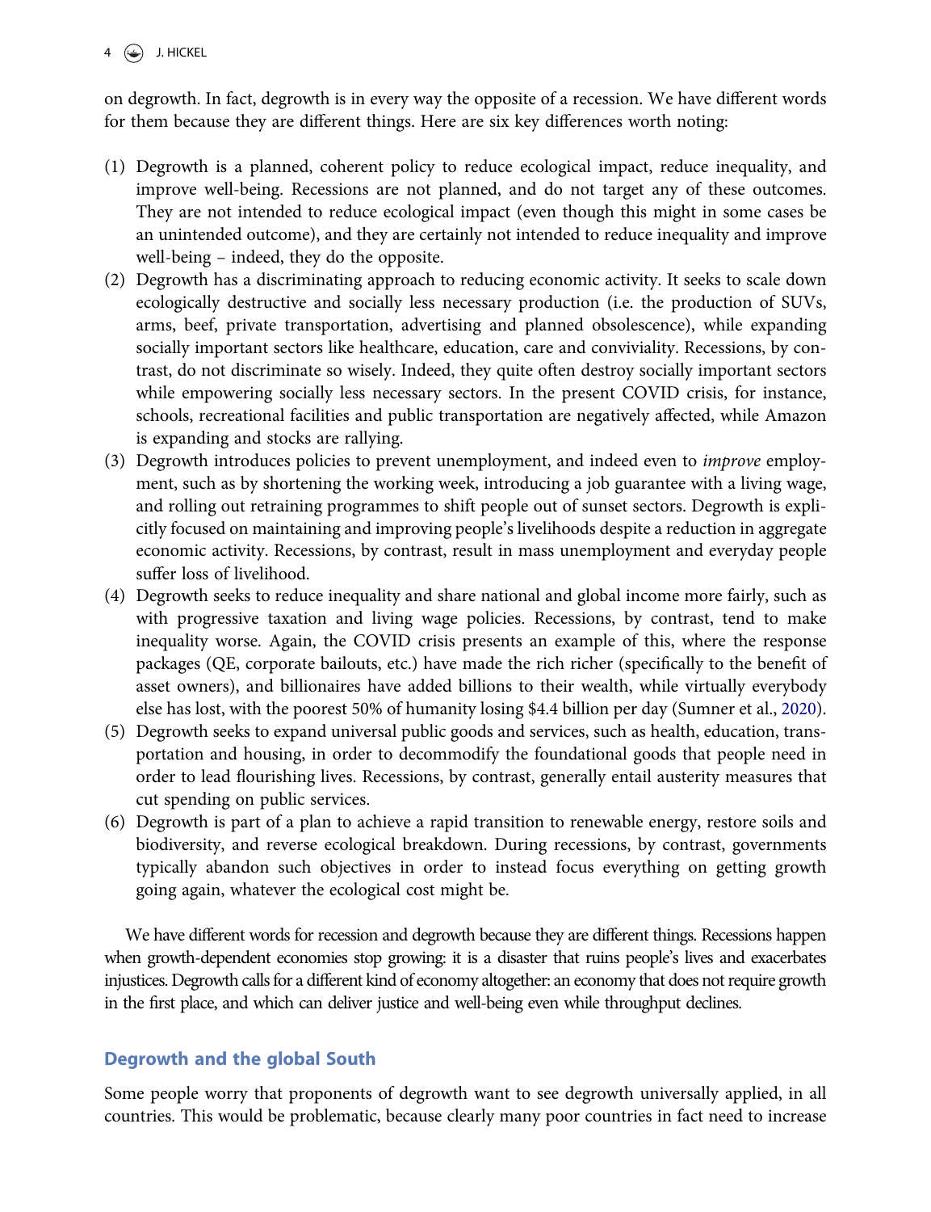on degrowth. In fact, degrowth is in every way the opposite of a recession. We have different words for them because they are different things. Here are six key differences worth noting:

(1) Degrowth is a planned, coherent policy to reduce ecological impact, reduce inequality, and improve well-being. Recessions are not planned, and do not target any of these outcomes. They are not intended to reduce ecological impact (even though this might in some cases be an unintended outcome), and they are certainly not intended to reduce inequality and improve well-being – indeed, they do the opposite.

(2) Degrowth has a discriminating approach to reducing economic activity. It seeks to scale down ecologically destructive and socially less necessary production (i.e. the production of SUVs, arms, beef, private transportation, advertising and planned obsolescence), while expanding socially important sectors like healthcare, education, care and conviviality. Recessions, by contrast, do not discriminate so wisely. Indeed, they quite often destroy socially important sectors while empowering socially less necessary sectors. In the present COVID crisis, for instance, schools, recreational facilities and public transportation are negatively affected, while Amazon is expanding and stocks are rallying.

(3) Degrowth introduces policies to prevent unemployment, and indeed even to *improve* employment, such as by shortening the working week, introducing a job guarantee with a living wage, and rolling out retraining programmes to shift people out of sunset sectors. Degrowth is explicitly focused on maintaining and improving people's livelihoods despite a reduction in aggregate economic activity. Recessions, by contrast, result in mass unemployment and everyday people suffer loss of livelihood.

(4) Degrowth seeks to reduce inequality and share national and global income more fairly, such as with progressive taxation and living wage policies. Recessions, by contrast, tend to make inequality worse. Again, the COVID crisis presents an example of this, where the response packages (QE, corporate bailouts, etc.) have made the rich richer (specifically to the benefit of asset owners), and billionaires have added billions to their wealth, while virtually everybody else has lost, with the poorest 50% of humanity losing $4.4 billion per day (Sumner et al., 2020).

(5) Degrowth seeks to expand universal public goods and services, such as health, education, transportation and housing, in order to decommodify the foundational goods that people need in order to lead flourishing lives. Recessions, by contrast, generally entail austerity measures that cut spending on public services.

(6) Degrowth is part of a plan to achieve a rapid transition to renewable energy, restore soils and biodiversity, and reverse ecological breakdown. During recessions, by contrast, governments typically abandon such objectives in order to instead focus everything on getting growth going again, whatever the ecological cost might be.

We have different words for recession and degrowth because they are different things. Recessions happen when growth-dependent economies stop growing: it is a disaster that ruins people's lives and exacerbates injustices. Degrowth calls for a different kind of economy altogether: an economy that does not require growth in the first place, and which can deliver justice and well-being even while throughput declines.

## Degrowth and the global South

Some people worry that proponents of degrowth want to see degrowth universally applied, in all countries. This would be problematic, because clearly many poor countries in fact need to increase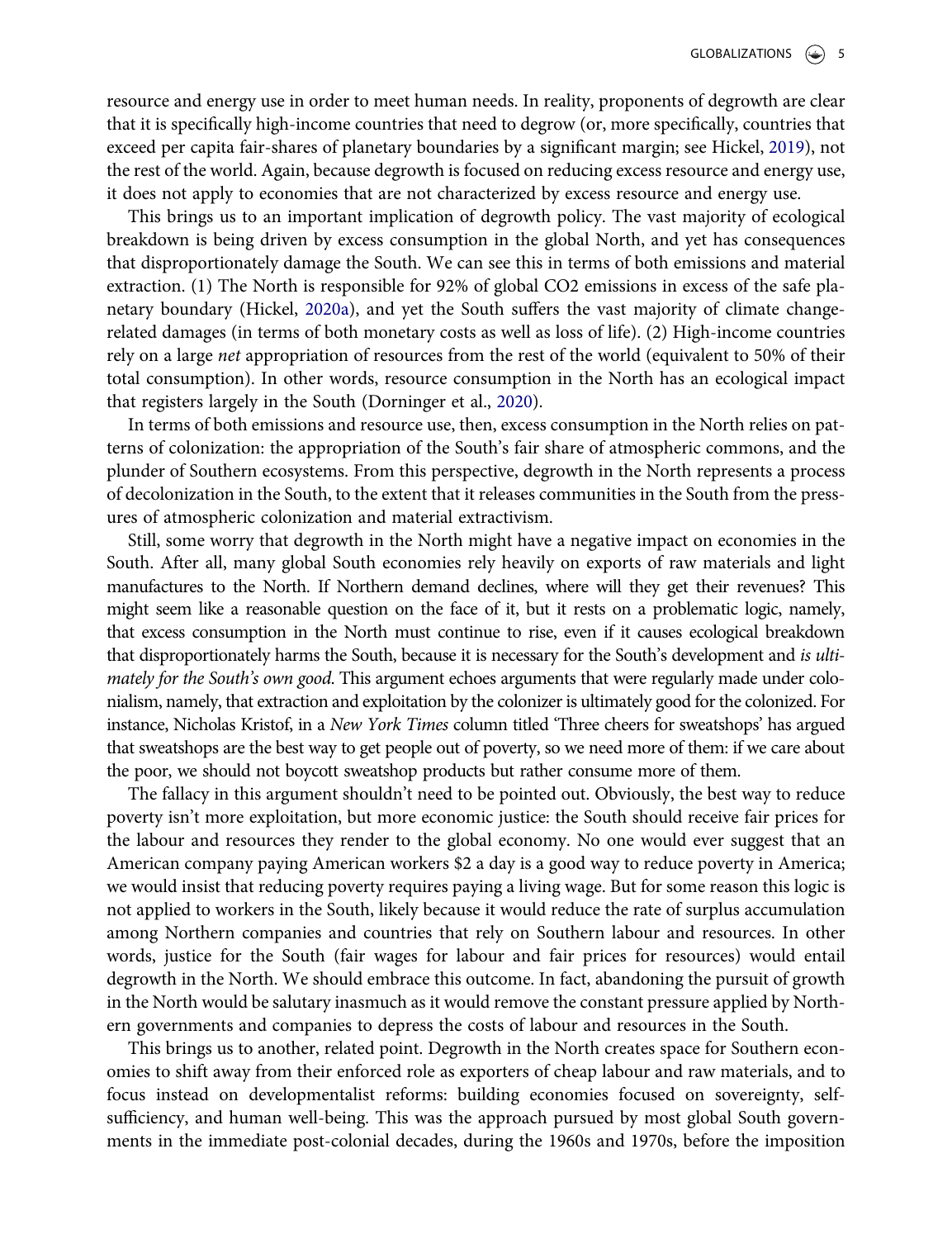resource and energy use in order to meet human needs. In reality, proponents of degrowth are clear that it is specifically high-income countries that need to degrow (or, more specifically, countries that exceed per capita fair-shares of planetary boundaries by a significant margin; see Hickel, 2019), not the rest of the world. Again, because degrowth is focused on reducing excess resource and energy use, it does not apply to economies that are not characterized by excess resource and energy use.

This brings us to an important implication of degrowth policy. The vast majority of ecological breakdown is being driven by excess consumption in the global North, and yet has consequences that disproportionately damage the South. We can see this in terms of both emissions and material extraction. (1) The North is responsible for 92% of global $CO_2$ emissions in excess of the safe planetary boundary (Hickel, 2020a), and yet the South suffers the vast majority of climate change-related damages (in terms of both monetary costs as well as loss of life). (2) High-income countries rely on a large *net* appropriation of resources from the rest of the world (equivalent to 50% of their total consumption). In other words, resource consumption in the North has an ecological impact that registers largely in the South (Dorninger et al., 2020).

In terms of both emissions and resource use, then, excess consumption in the North relies on patterns of colonization: the appropriation of the South's fair share of atmospheric commons, and the plunder of Southern ecosystems. From this perspective, degrowth in the North represents a process of decolonization in the South, to the extent that it releases communities in the South from the pressures of atmospheric colonization and material extractivism.

Still, some worry that degrowth in the North might have a negative impact on economies in the South. After all, many global South economies rely heavily on exports of raw materials and light manufactures to the North. If Northern demand declines, where will they get their revenues? This might seem like a reasonable question on the face of it, but it rests on a problematic logic, namely, that excess consumption in the North must continue to rise, even if it causes ecological breakdown that disproportionately harms the South, because it is necessary for the South's development and *is ultimately for the South's own good*. This argument echoes arguments that were regularly made under colonialism, namely, that extraction and exploitation by the colonizer is ultimately good for the colonized. For instance, Nicholas Kristof, in a *New York Times* column titled 'Three cheers for sweatshops' has argued that sweatshops are the best way to get people out of poverty, so we need more of them: if we care about the poor, we should not boycott sweatshop products but rather consume more of them.

The fallacy in this argument shouldn't need to be pointed out. Obviously, the best way to reduce poverty isn't more exploitation, but more economic justice: the South should receive fair prices for the labour and resources they render to the global economy. No one would ever suggest that an American company paying American workers $2 a day is a good way to reduce poverty in America; we would insist that reducing poverty requires paying a living wage. But for some reason this logic is not applied to workers in the South, likely because it would reduce the rate of surplus accumulation among Northern companies and countries that rely on Southern labour and resources. In other words, justice for the South (fair wages for labour and fair prices for resources) would entail degrowth in the North. We should embrace this outcome. In fact, abandoning the pursuit of growth in the North would be salutary inasmuch as it would remove the constant pressure applied by Northern governments and companies to depress the costs of labour and resources in the South.

This brings us to another, related point. Degrowth in the North creates space for Southern economies to shift away from their enforced role as exporters of cheap labour and raw materials, and to focus instead on developmentalist reforms: building economies focused on sovereignty, self-sufficiency, and human well-being. This was the approach pursued by most global South governments in the immediate post-colonial decades, during the 1960s and 1970s, before the imposition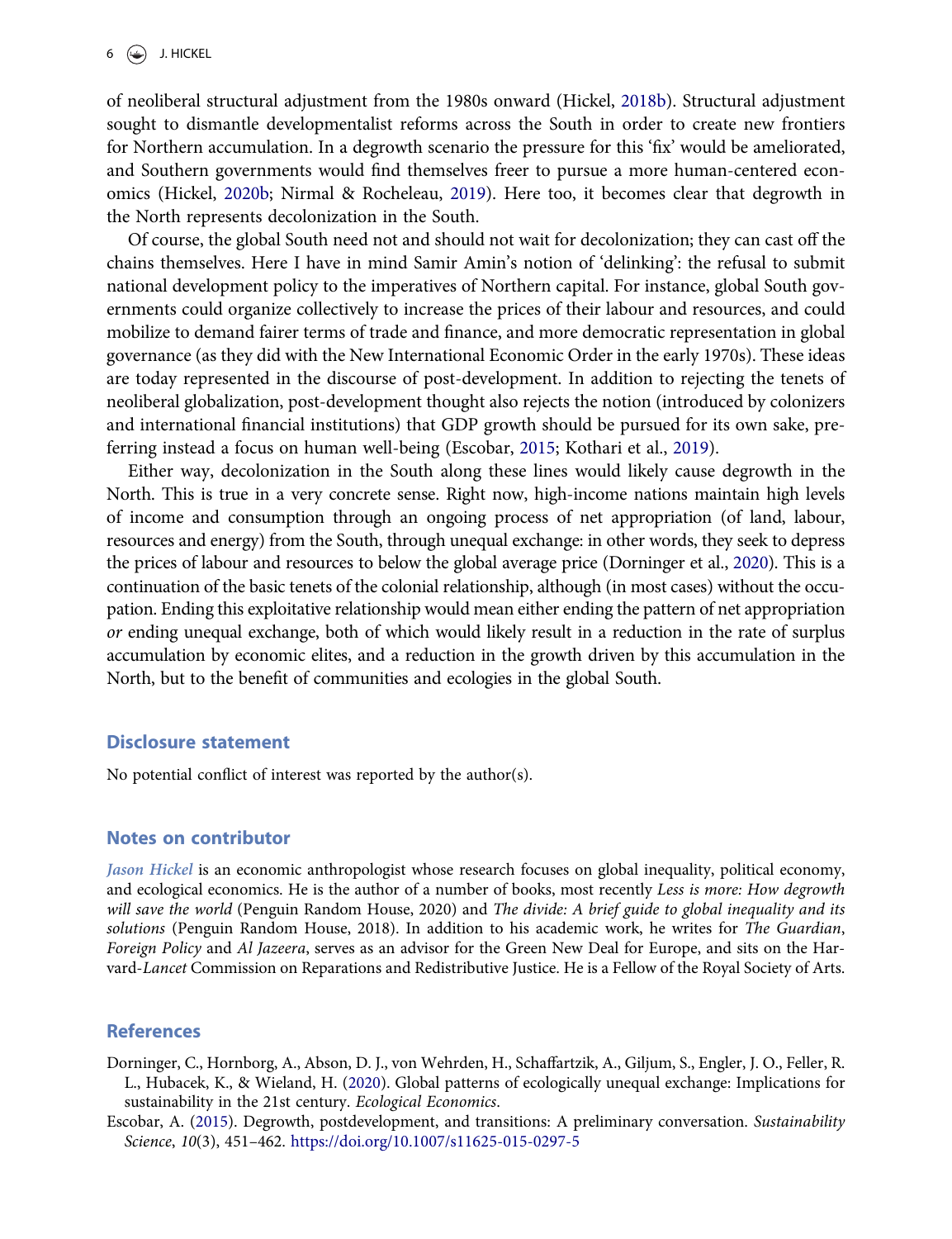of neoliberal structural adjustment from the 1980s onward (Hickel, 2018b). Structural adjustment sought to dismantle developmentalist reforms across the South in order to create new frontiers for Northern accumulation. In a degrowth scenario the pressure for this 'fix' would be ameliorated, and Southern governments would find themselves freer to pursue a more human-centered economics (Hickel, 2020b; Nirmal & Rocheleau, 2019). Here too, it becomes clear that degrowth in the North represents decolonization in the South.

Of course, the global South need not and should not wait for decolonization; they can cast off the chains themselves. Here I have in mind Samir Amin's notion of 'delinking': the refusal to submit national development policy to the imperatives of Northern capital. For instance, global South governments could organize collectively to increase the prices of their labour and resources, and could mobilize to demand fairer terms of trade and finance, and more democratic representation in global governance (as they did with the New International Economic Order in the early 1970s). These ideas are today represented in the discourse of post-development. In addition to rejecting the tenets of neoliberal globalization, post-development thought also rejects the notion (introduced by colonizers and international financial institutions) that GDP growth should be pursued for its own sake, preferring instead a focus on human well-being (Escobar, 2015; Kothari et al., 2019).

Either way, decolonization in the South along these lines would likely cause degrowth in the North. This is true in a very concrete sense. Right now, high-income nations maintain high levels of income and consumption through an ongoing process of net appropriation (of land, labour, resources and energy) from the South, through unequal exchange: in other words, they seek to depress the prices of labour and resources to below the global average price (Dorninger et al., 2020). This is a continuation of the basic tenets of the colonial relationship, although (in most cases) without the occupation. Ending this exploitative relationship would mean either ending the pattern of net appropriation *or* ending unequal exchange, both of which would likely result in a reduction in the rate of surplus accumulation by economic elites, and a reduction in the growth driven by this accumulation in the North, but to the benefit of communities and ecologies in the global South.

## Disclosure statement

No potential conflict of interest was reported by the author(s).

## Notes on contributor

*Jason Hickel* is an economic anthropologist whose research focuses on global inequality, political economy, and ecological economics. He is the author of a number of books, most recently *Less is more: How degrowth will save the world* (Penguin Random House, 2020) and *The divide: A brief guide to global inequality and its solutions* (Penguin Random House, 2018). In addition to his academic work, he writes for *The Guardian*, *Foreign Policy* and *Al Jazeera*, serves as an advisor for the Green New Deal for Europe, and sits on the Harvard-*Lancet* Commission on Reparations and Redistributive Justice. He is a Fellow of the Royal Society of Arts.

## References

Dorninger, C., Hornborg, A., Abson, D. J., von Wehrden, H., Schaffartzik, A., Giljum, S., Engler, J. O., Feller, R. L., Hubacek, K., & Wieland, H. (2020). Global patterns of ecologically unequal exchange: Implications for sustainability in the 21st century. *Ecological Economics*.

Escobar, A. (2015). Degrowth, postdevelopment, and transitions: A preliminary conversation. *Sustainability Science*, *10*(3), 451–462. https://doi.org/10.1007/s11625-015-0297-5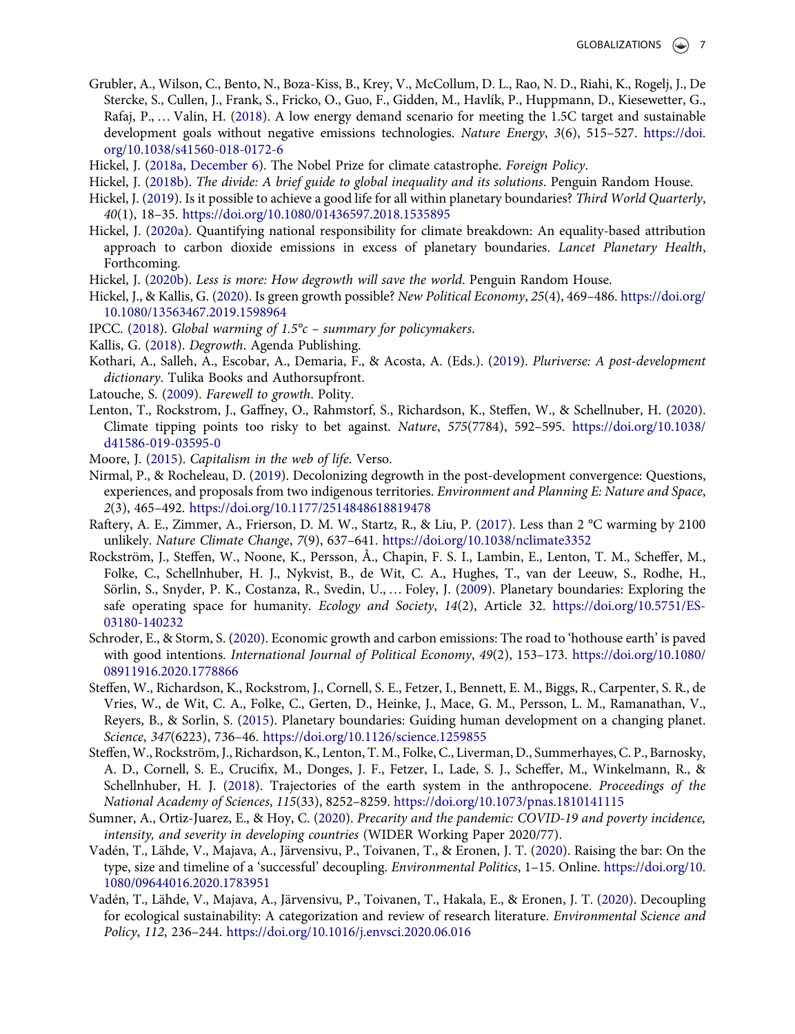Grubler, A., Wilson, C., Bento, N., Boza-Kiss, B., Krey, V., McCollum, D. L., Rao, N. D., Riahi, K., Rogelj, J., De Stercke, S., Cullen, J., Frank, S., Fricko, O., Guo, F., Gidden, M., Havlík, P., Huppmann, D., Kiesewetter, G., Rafaj, P., … Valin, H. (2018). A low energy demand scenario for meeting the 1.5C target and sustainable development goals without negative emissions technologies. *Nature Energy*, *3*(6), 515–527. https://doi.org/10.1038/s41560-018-0172-6

Hickel, J. (2018a, December 6). The Nobel Prize for climate catastrophe. *Foreign Policy*.

Hickel, J. (2018b). *The divide: A brief guide to global inequality and its solutions*. Penguin Random House.

Hickel, J. (2019). Is it possible to achieve a good life for all within planetary boundaries? *Third World Quarterly*, *40*(1), 18–35. https://doi.org/10.1080/01436597.2018.1535895

Hickel, J. (2020a). Quantifying national responsibility for climate breakdown: An equality-based attribution approach to carbon dioxide emissions in excess of planetary boundaries. *Lancet Planetary Health*, Forthcoming.

Hickel, J. (2020b). *Less is more: How degrowth will save the world*. Penguin Random House.

Hickel, J., & Kallis, G. (2020). Is green growth possible? *New Political Economy*, *25*(4), 469–486. https://doi.org/10.1080/13563467.2019.1598964

IPCC. (2018). *Global warming of 1.5°c – summary for policymakers*.

Kallis, G. (2018). *Degrowth*. Agenda Publishing.

Kothari, A., Salleh, A., Escobar, A., Demaria, F., & Acosta, A. (Eds.). (2019). *Pluriverse: A post-development dictionary*. Tulika Books and Authorsupfront.

Latouche, S. (2009). *Farewell to growth*. Polity.

Lenton, T., Rockstrom, J., Gaffney, O., Rahmstorf, S., Richardson, K., Steffen, W., & Schellnuber, H. (2020). Climate tipping points too risky to bet against. *Nature*, *575*(7784), 592–595. https://doi.org/10.1038/d41586-019-03595-0

Moore, J. (2015). *Capitalism in the web of life*. Verso.

Nirmal, P., & Rocheleau, D. (2019). Decolonizing degrowth in the post-development convergence: Questions, experiences, and proposals from two indigenous territories. *Environment and Planning E: Nature and Space*, *2*(3), 465–492. https://doi.org/10.1177/2514848618819478

Raftery, A. E., Zimmer, A., Frierson, D. M. W., Startz, R., & Liu, P. (2017). Less than 2 °C warming by 2100 unlikely. *Nature Climate Change*, *7*(9), 637–641. https://doi.org/10.1038/nclimate3352

Rockström, J., Steffen, W., Noone, K., Persson, Å., Chapin, F. S. I., Lambin, E., Lenton, T. M., Scheffer, M., Folke, C., Schellnhuber, H. J., Nykvist, B., de Wit, C. A., Hughes, T., van der Leeuw, S., Rodhe, H., Sörlin, S., Snyder, P. K., Costanza, R., Svedin, U., … Foley, J. (2009). Planetary boundaries: Exploring the safe operating space for humanity. *Ecology and Society*, *14*(2), Article 32. https://doi.org/10.5751/ES-03180-140232

Schroder, E., & Storm, S. (2020). Economic growth and carbon emissions: The road to 'hothouse earth' is paved with good intentions. *International Journal of Political Economy*, *49*(2), 153–173. https://doi.org/10.1080/08911916.2020.1778866

Steffen, W., Richardson, K., Rockstrom, J., Cornell, S. E., Fetzer, I., Bennett, E. M., Biggs, R., Carpenter, S. R., de Vries, W., de Wit, C. A., Folke, C., Gerten, D., Heinke, J., Mace, G. M., Persson, L. M., Ramanathan, V., Reyers, B., & Sorlin, S. (2015). Planetary boundaries: Guiding human development on a changing planet. *Science*, *347*(6223), 736–46. https://doi.org/10.1126/science.1259855

Steffen, W., Rockström, J., Richardson, K., Lenton, T. M., Folke, C., Liverman, D., Summerhayes, C. P., Barnosky, A. D., Cornell, S. E., Crucifix, M., Donges, J. F., Fetzer, I., Lade, S. J., Scheffer, M., Winkelmann, R., & Schellnhuber, H. J. (2018). Trajectories of the earth system in the anthropocene. *Proceedings of the National Academy of Sciences*, *115*(33), 8252–8259. https://doi.org/10.1073/pnas.1810141115

Sumner, A., Ortiz-Juarez, E., & Hoy, C. (2020). *Precarity and the pandemic: COVID-19 and poverty incidence, intensity, and severity in developing countries* (WIDER Working Paper 2020/77).

Vadén, T., Lähde, V., Majava, A., Järvensivu, P., Toivanen, T., & Eronen, J. T. (2020). Raising the bar: On the type, size and timeline of a 'successful' decoupling. *Environmental Politics*, 1–15. Online. https://doi.org/10.1080/09644016.2020.1783951

Vadén, T., Lähde, V., Majava, A., Järvensivu, P., Toivanen, T., Hakala, E., & Eronen, J. T. (2020). Decoupling for ecological sustainability: A categorization and review of research literature. *Environmental Science and Policy*, *112*, 236–244. https://doi.org/10.1016/j.envsci.2020.06.016